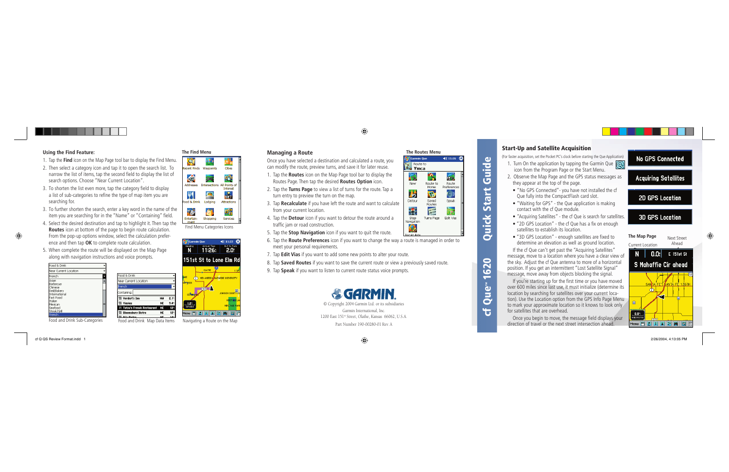# cf Que™ 1620 Quick Start Guide

## Using the Find Feature:

1. Tap the **Find** icon on the Map Page tool bar to display the Find Menu.
2. Then select a category icon and tap it to open the search list. To narrow the list of items, tap the second field to display the list of search options. Choose "Near Current Location".
3. To shorten the list even more, tap the category field to display a list of sub-categories to refine the type of map item you are searching for.
3. To further shorten the search, enter a key word in the name of the item you are searching for in the "Name" or "Containing" field.
4. Select the desired destination and tap to highlight it. Then tap the **Routes** icon at bottom of the page to begin route calculation. From the pop-up options window, select the calculation preference and then tap **OK** to complete route calculation.
5. When complete the route will be displayed on the Map Page along with navigation instructions and voice prompts.

Food and Drink Sub-Categories

Food and Drink Map Data Items

**The Find Menu**

Find Menu Categories Icons

Navigating a Route on the Map

## Managing a Route

Once you have selected a destination and calculated a route, you can modify the route, preview turns, and save it for later reuse.

1. Tap the **Routes** icon on the Map Page tool bar to display the Routes Page. Then tap the desired **Routes Option** icon.
2. Tap the **Turns Page** to view a list of turns for the route. Tap a turn entry to preview the turn on the map.
3. Tap **Recalculate** if you have left the route and want to calculate from your current location.
4. Tap the **Detour** icon if you want to detour the route around a traffic jam or road construction.
5. Tap the **Stop Navigation** icon if you want to quit the route.
6. Tap the **Route Preferences** icon if you want to change the way a route is managed in order to meet your personal requirements.
7. Tap **Edit Vias** if you want to add some new points to alter your route.
8. Tap **Saved Routes** if you want to save the current route or view a previously saved route.
9. Tap **Speak** if you want to listen to current route status voice prompts.

**The Routes Menu**

GARMIN

© Copyright 2004 Garmin Ltd. or its subsidiaries

Garmin International, Inc.
1200 East 151st Street, Olathe, Kansas 66062, U.S.A.

Part Number 190-00280-01 Rev. A

## Start-Up and Satellite Acquisition

(For faster acquisition, set the Pocket PC's clock before starting the Que Application)

1. Turn On the application by tapping the Garmin Que icon from the Program Page or the Start Menu.
2. Observe the Map Page and the GPS status messages as they appear at the top of the page.
   - "No GPS Connected"- you have not installed the cf Que fully into the CompactFlash card slot.
   - "Waiting for GPS" - the Que application is making contact with the cf Que module.
   - "Acquiring Satellites" - the cf Que is search for satellites.
   - "2D GPS Location" - the cf Que has a fix on enough satellites to establish its location.
   - "3D GPS Location" - enough satellites are fixed to determine an elevation as well as ground location.

If the cf Que can't get past the "Acquiring Satellites" message, move to a location where you have a clear view of the sky. Adjust the cf Que antenna to more of a horizontal position. If you get an intermittent "Lost Satellite Signal" message, move away from objects blocking the signal.

If you're starting up for the first time or you have moved over 600 miles since last use, it must initialize (determine its location by searching for satellites over your current location). Use the Location option from the GPS Info Page Menu to mark your approximate location so it knows to look only for satellites that are overhead.

Once you begin to move, the message field displays your direction of travel or the next street intersection ahead.

No GPS Connected

Acquiring Satellites

2D GPS Location

3D GPS Location

**The Map Page**

Current Location

Next Street Ahead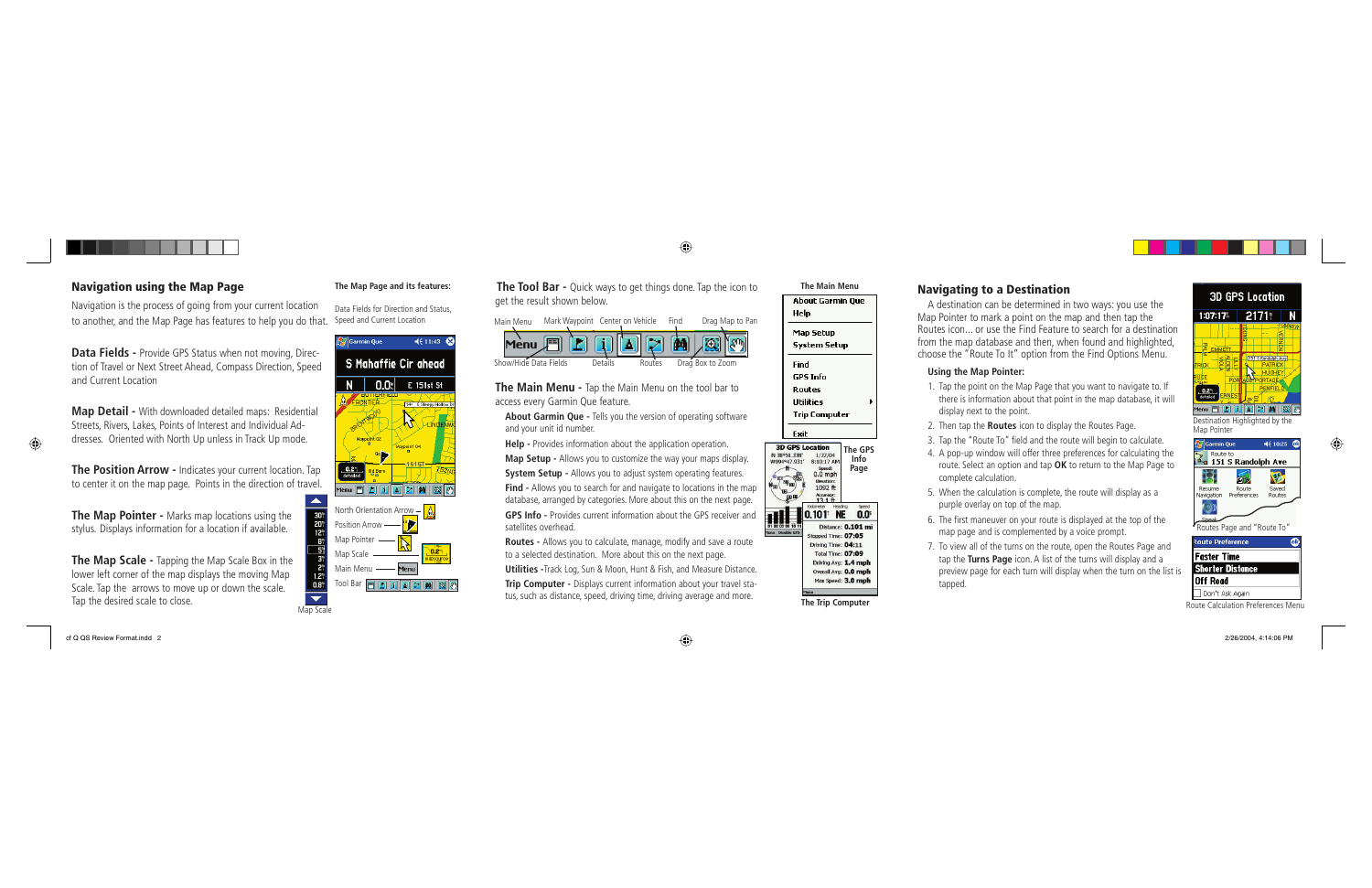## Navigation using the Map Page

Navigation is the process of going from your current location to another, and the Map Page has features to help you do that.

**Data Fields -** Provide GPS Status when not moving, Direction of Travel or Next Street Ahead, Compass Direction, Speed and Current Location

**Map Detail -** With downloaded detailed maps: Residential Streets, Rivers, Lakes, Points of Interest and Individual Addresses. Oriented with North Up unless in Track Up mode.

**The Position Arrow -** Indicates your current location. Tap to center it on the map page. Points in the direction of travel.

**The Map Pointer -** Marks map locations using the stylus. Displays information for a location if available.

**The Map Scale -** Tapping the Map Scale Box in the lower left corner of the map displays the moving Map Scale. Tap the arrows to move up or down the scale. Tap the desired scale to close.

Map Scale

**The Map Page and its features:**

Data Fields for Direction and Status, Speed and Current Location

North Orientation Arrow

Position Arrow

Map Pointer

Map Scale

Main Menu

Tool Bar

**The Tool Bar -** Quick ways to get things done. Tap the icon to get the result shown below.

Main Menu, Mark Waypoint, Center on Vehicle, Find, Drag Map to Pan

Show/Hide Data Fields, Details, Routes, Drag Box to Zoom

**The Main Menu -** Tap the Main Menu on the tool bar to access every Garmin Que feature.

**About Garmin Que -** Tells you the version of operating software and your unit id number.

**Help -** Provides information about the application operation.

**Map Setup -** Allows you to customize the way your maps display.

**System Setup -** Allows you to adjust system operating features.

**Find -** Allows you to search for and navigate to locations in the map database, arranged by categories. More about this on the next page.

**GPS Info -** Provides current information about the GPS receiver and satellites overhead.

**Routes -** Allows you to calculate, manage, modify and save a route to a selected destination. More about this on the next page.

**Utilities -**Track Log, Sun & Moon, Hunt & Fish, and Measure Distance.

**Trip Computer -** Displays current information about your travel status, such as distance, speed, driving time, driving average and more.

The Main Menu

The GPS Info Page

The Trip Computer

## Navigating to a Destination

A destination can be determined in two ways: you use the Map Pointer to mark a point on the map and then tap the Routes icon... or use the Find Feature to search for a destination from the map database and then, when found and highlighted, choose the "Route To It" option from the Find Options Menu.

**Using the Map Pointer:**

1. Tap the point on the Map Page that you want to navigate to. If there is information about that point in the map database, it will display next to the point.
2. Then tap the **Routes** icon to display the Routes Page.
3. Tap the "Route To" field and the route will begin to calculate.
4. A pop-up window will offer three preferences for calculating the route. Select an option and tap **OK** to return to the Map Page to complete calculation.
5. When the calculation is complete, the route will display as a purple overlay on top of the map.
6. The first maneuver on your route is displayed at the top of the map page and is complemented by a voice prompt.
7. To view all of the turns on the route, open the Routes Page and tap the **Turns Page** icon. A list of the turns will display and a preview page for each turn will display when the turn on the list is tapped.

Destination Highlighted by the Map Pointer

Routes Page and "Route To"

Route Calculation Preferences Menu